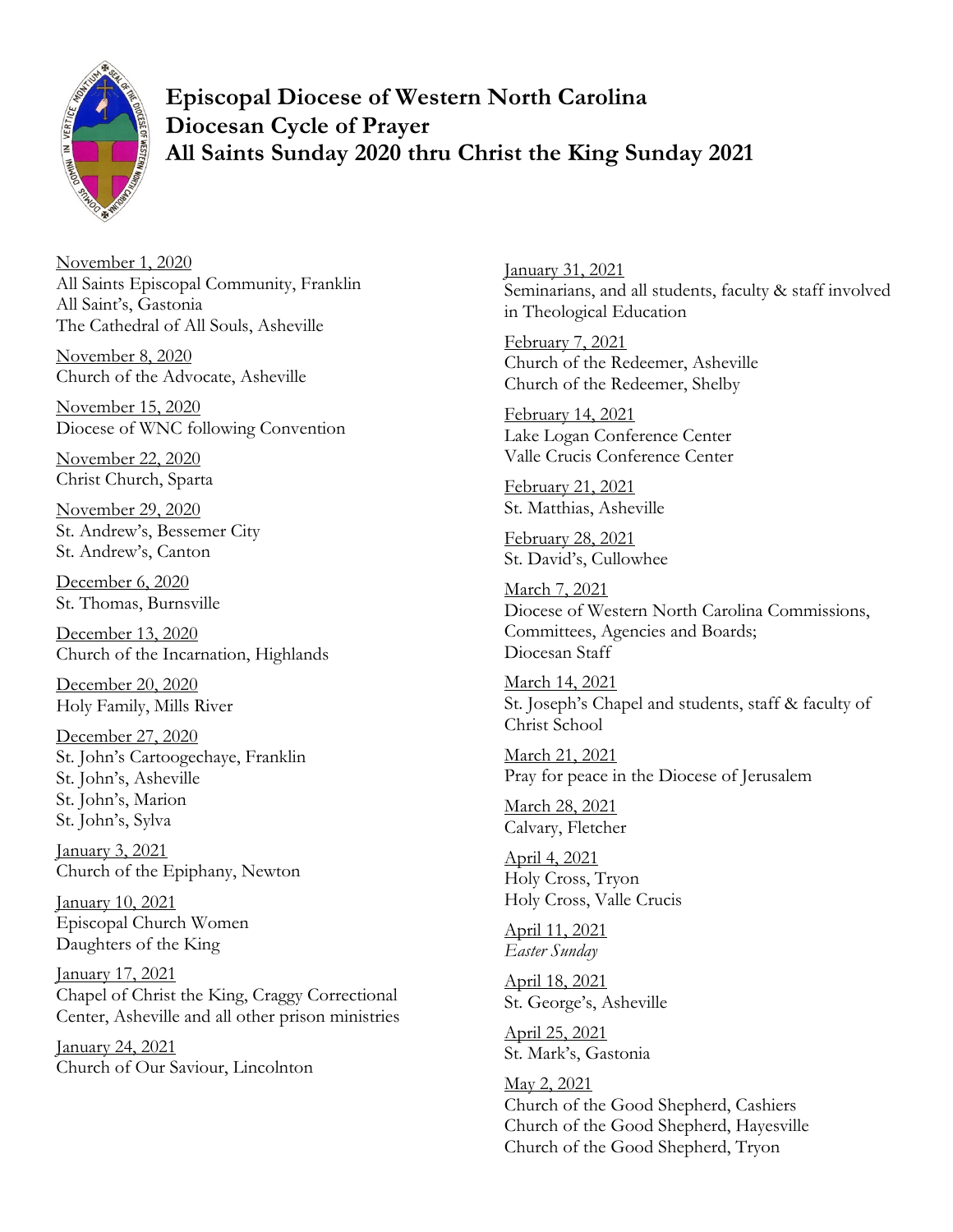# Episcopal Diocese of Western North Carolina
# Diocesan Cycle of Prayer
# All Saints Sunday 2020 thru Christ the King Sunday 2021

November 1, 2020
All Saints Episcopal Community, Franklin
All Saint's, Gastonia
The Cathedral of All Souls, Asheville

November 8, 2020
Church of the Advocate, Asheville

November 15, 2020
Diocese of WNC following Convention

November 22, 2020
Christ Church, Sparta

November 29, 2020
St. Andrew's, Bessemer City
St. Andrew's, Canton

December 6, 2020
St. Thomas, Burnsville

December 13, 2020
Church of the Incarnation, Highlands

December 20, 2020
Holy Family, Mills River

December 27, 2020
St. John's Cartoogechaye, Franklin
St. John's, Asheville
St. John's, Marion
St. John's, Sylva

January 3, 2021
Church of the Epiphany, Newton

January 10, 2021
Episcopal Church Women
Daughters of the King

January 17, 2021
Chapel of Christ the King, Craggy Correctional Center, Asheville and all other prison ministries

January 24, 2021
Church of Our Saviour, Lincolnton

January 31, 2021
Seminarians, and all students, faculty & staff involved in Theological Education

February 7, 2021
Church of the Redeemer, Asheville
Church of the Redeemer, Shelby

February 14, 2021
Lake Logan Conference Center
Valle Crucis Conference Center

February 21, 2021
St. Matthias, Asheville

February 28, 2021
St. David's, Cullowhee

March 7, 2021
Diocese of Western North Carolina Commissions, Committees, Agencies and Boards;
Diocesan Staff

March 14, 2021
St. Joseph's Chapel and students, staff & faculty of Christ School

March 21, 2021
Pray for peace in the Diocese of Jerusalem

March 28, 2021
Calvary, Fletcher

April 4, 2021
Holy Cross, Tryon
Holy Cross, Valle Crucis

April 11, 2021
*Easter Sunday*

April 18, 2021
St. George's, Asheville

April 25, 2021
St. Mark's, Gastonia

May 2, 2021
Church of the Good Shepherd, Cashiers
Church of the Good Shepherd, Hayesville
Church of the Good Shepherd, Tryon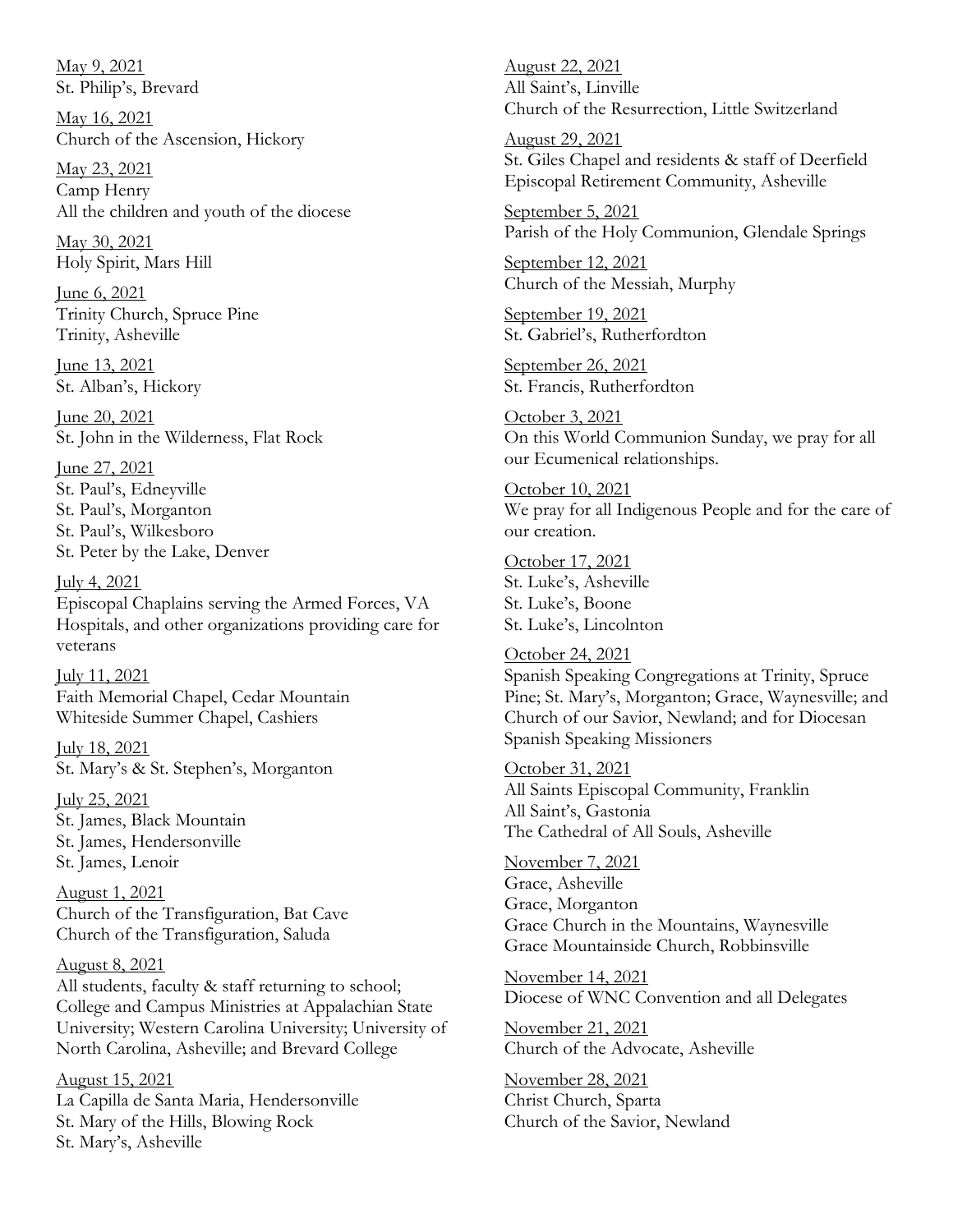<u>May 9, 2021</u>
St. Philip's, Brevard

<u>May 16, 2021</u>
Church of the Ascension, Hickory

<u>May 23, 2021</u>
Camp Henry
All the children and youth of the diocese

<u>May 30, 2021</u>
Holy Spirit, Mars Hill

<u>June 6, 2021</u>
Trinity Church, Spruce Pine
Trinity, Asheville

<u>June 13, 2021</u>
St. Alban's, Hickory

<u>June 20, 2021</u>
St. John in the Wilderness, Flat Rock

<u>June 27, 2021</u>
St. Paul's, Edneyville
St. Paul's, Morganton
St. Paul's, Wilkesboro
St. Peter by the Lake, Denver

<u>July 4, 2021</u>
Episcopal Chaplains serving the Armed Forces, VA Hospitals, and other organizations providing care for veterans

<u>July 11, 2021</u>
Faith Memorial Chapel, Cedar Mountain
Whiteside Summer Chapel, Cashiers

<u>July 18, 2021</u>
St. Mary's & St. Stephen's, Morganton

<u>July 25, 2021</u>
St. James, Black Mountain
St. James, Hendersonville
St. James, Lenoir

<u>August 1, 2021</u>
Church of the Transfiguration, Bat Cave
Church of the Transfiguration, Saluda

<u>August 8, 2021</u>
All students, faculty & staff returning to school; College and Campus Ministries at Appalachian State University; Western Carolina University; University of North Carolina, Asheville; and Brevard College

<u>August 15, 2021</u>
La Capilla de Santa Maria, Hendersonville
St. Mary of the Hills, Blowing Rock
St. Mary's, Asheville

<u>August 22, 2021</u>
All Saint's, Linville
Church of the Resurrection, Little Switzerland

<u>August 29, 2021</u>
St. Giles Chapel and residents & staff of Deerfield Episcopal Retirement Community, Asheville

<u>September 5, 2021</u>
Parish of the Holy Communion, Glendale Springs

<u>September 12, 2021</u>
Church of the Messiah, Murphy

<u>September 19, 2021</u>
St. Gabriel's, Rutherfordton

<u>September 26, 2021</u>
St. Francis, Rutherfordton

<u>October 3, 2021</u>
On this World Communion Sunday, we pray for all our Ecumenical relationships.

<u>October 10, 2021</u>
We pray for all Indigenous People and for the care of our creation.

<u>October 17, 2021</u>
St. Luke's, Asheville
St. Luke's, Boone
St. Luke's, Lincolnton

<u>October 24, 2021</u>
Spanish Speaking Congregations at Trinity, Spruce Pine; St. Mary's, Morganton; Grace, Waynesville; and Church of our Savior, Newland; and for Diocesan Spanish Speaking Missioners

<u>October 31, 2021</u>
All Saints Episcopal Community, Franklin
All Saint's, Gastonia
The Cathedral of All Souls, Asheville

<u>November 7, 2021</u>
Grace, Asheville
Grace, Morganton
Grace Church in the Mountains, Waynesville
Grace Mountainside Church, Robbinsville

<u>November 14, 2021</u>
Diocese of WNC Convention and all Delegates

<u>November 21, 2021</u>
Church of the Advocate, Asheville

<u>November 28, 2021</u>
Christ Church, Sparta
Church of the Savior, Newland